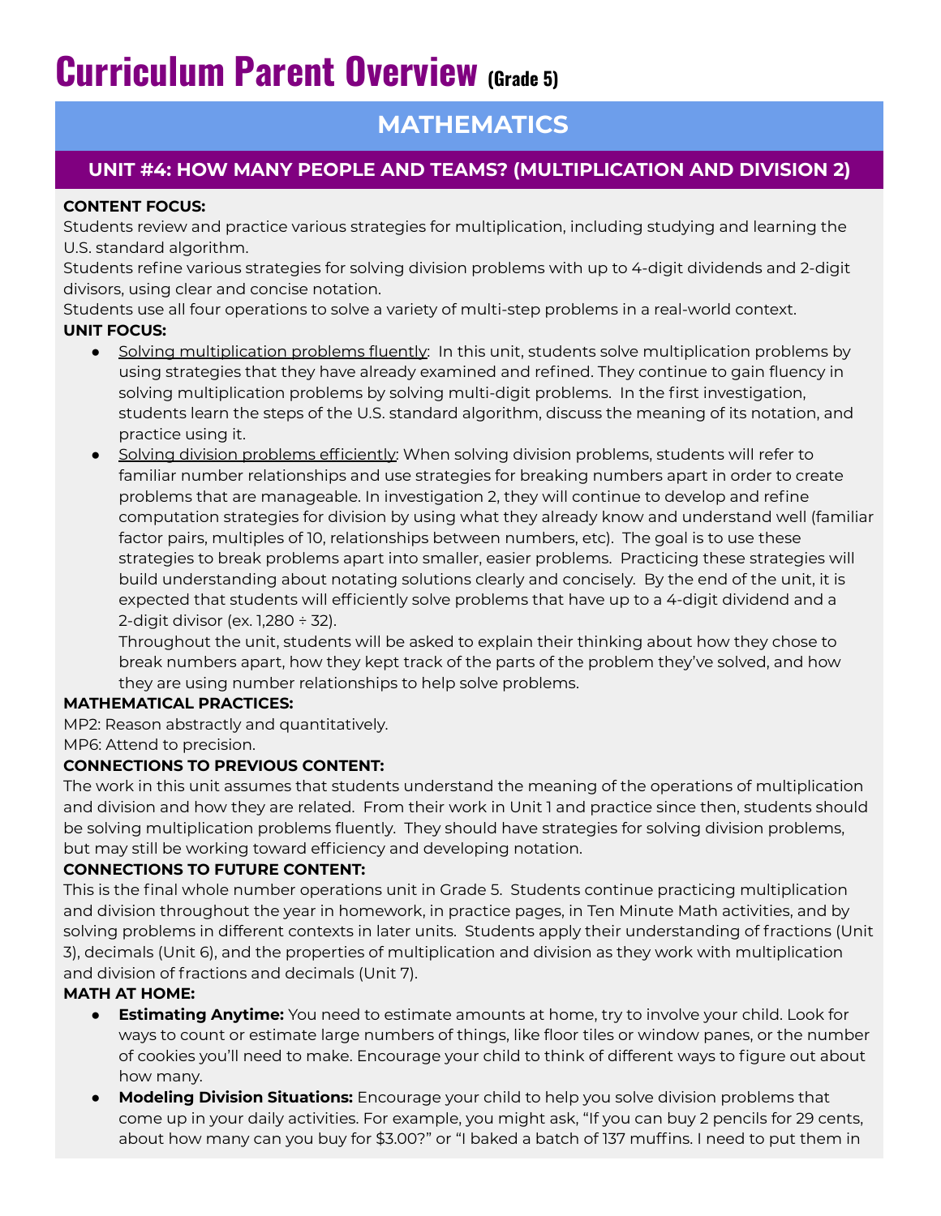# Curriculum Parent Overview (Grade 5)

## MATHEMATICS

### UNIT #4: HOW MANY PEOPLE AND TEAMS? (MULTIPLICATION AND DIVISION 2)

**CONTENT FOCUS:**

Students review and practice various strategies for multiplication, including studying and learning the U.S. standard algorithm.

Students refine various strategies for solving division problems with up to 4-digit dividends and 2-digit divisors, using clear and concise notation.

Students use all four operations to solve a variety of multi-step problems in a real-world context.

**UNIT FOCUS:**

- Solving multiplication problems fluently: In this unit, students solve multiplication problems by using strategies that they have already examined and refined. They continue to gain fluency in solving multiplication problems by solving multi-digit problems. In the first investigation, students learn the steps of the U.S. standard algorithm, discuss the meaning of its notation, and practice using it.
- Solving division problems efficiently: When solving division problems, students will refer to familiar number relationships and use strategies for breaking numbers apart in order to create problems that are manageable. In investigation 2, they will continue to develop and refine computation strategies for division by using what they already know and understand well (familiar factor pairs, multiples of 10, relationships between numbers, etc). The goal is to use these strategies to break problems apart into smaller, easier problems. Practicing these strategies will build understanding about notating solutions clearly and concisely. By the end of the unit, it is expected that students will efficiently solve problems that have up to a 4-digit dividend and a 2-digit divisor (ex. 1,280 ÷ 32).

  Throughout the unit, students will be asked to explain their thinking about how they chose to break numbers apart, how they kept track of the parts of the problem they've solved, and how they are using number relationships to help solve problems.

**MATHEMATICAL PRACTICES:**

MP2: Reason abstractly and quantitatively.

MP6: Attend to precision.

**CONNECTIONS TO PREVIOUS CONTENT:**

The work in this unit assumes that students understand the meaning of the operations of multiplication and division and how they are related. From their work in Unit 1 and practice since then, students should be solving multiplication problems fluently. They should have strategies for solving division problems, but may still be working toward efficiency and developing notation.

**CONNECTIONS TO FUTURE CONTENT:**

This is the final whole number operations unit in Grade 5. Students continue practicing multiplication and division throughout the year in homework, in practice pages, in Ten Minute Math activities, and by solving problems in different contexts in later units. Students apply their understanding of fractions (Unit 3), decimals (Unit 6), and the properties of multiplication and division as they work with multiplication and division of fractions and decimals (Unit 7).

**MATH AT HOME:**

- **Estimating Anytime:** You need to estimate amounts at home, try to involve your child. Look for ways to count or estimate large numbers of things, like floor tiles or window panes, or the number of cookies you'll need to make. Encourage your child to think of different ways to figure out about how many.
- **Modeling Division Situations:** Encourage your child to help you solve division problems that come up in your daily activities. For example, you might ask, "If you can buy 2 pencils for 29 cents, about how many can you buy for $3.00?" or "I baked a batch of 137 muffins. I need to put them in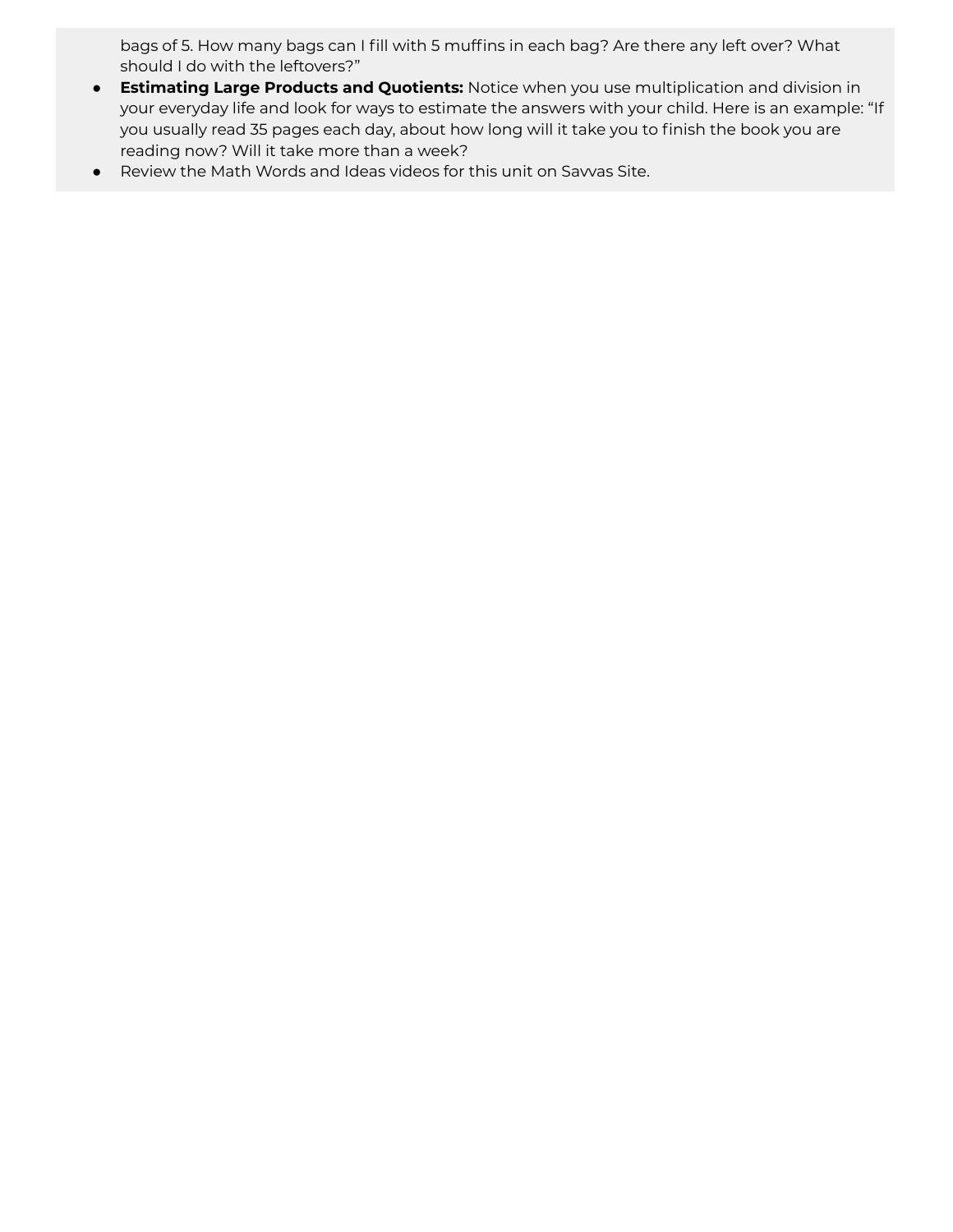bags of 5. How many bags can I fill with 5 muffins in each bag? Are there any left over? What should I do with the leftovers?"

- **Estimating Large Products and Quotients:** Notice when you use multiplication and division in your everyday life and look for ways to estimate the answers with your child. Here is an example: "If you usually read 35 pages each day, about how long will it take you to finish the book you are reading now? Will it take more than a week?
- Review the Math Words and Ideas videos for this unit on Savvas Site.